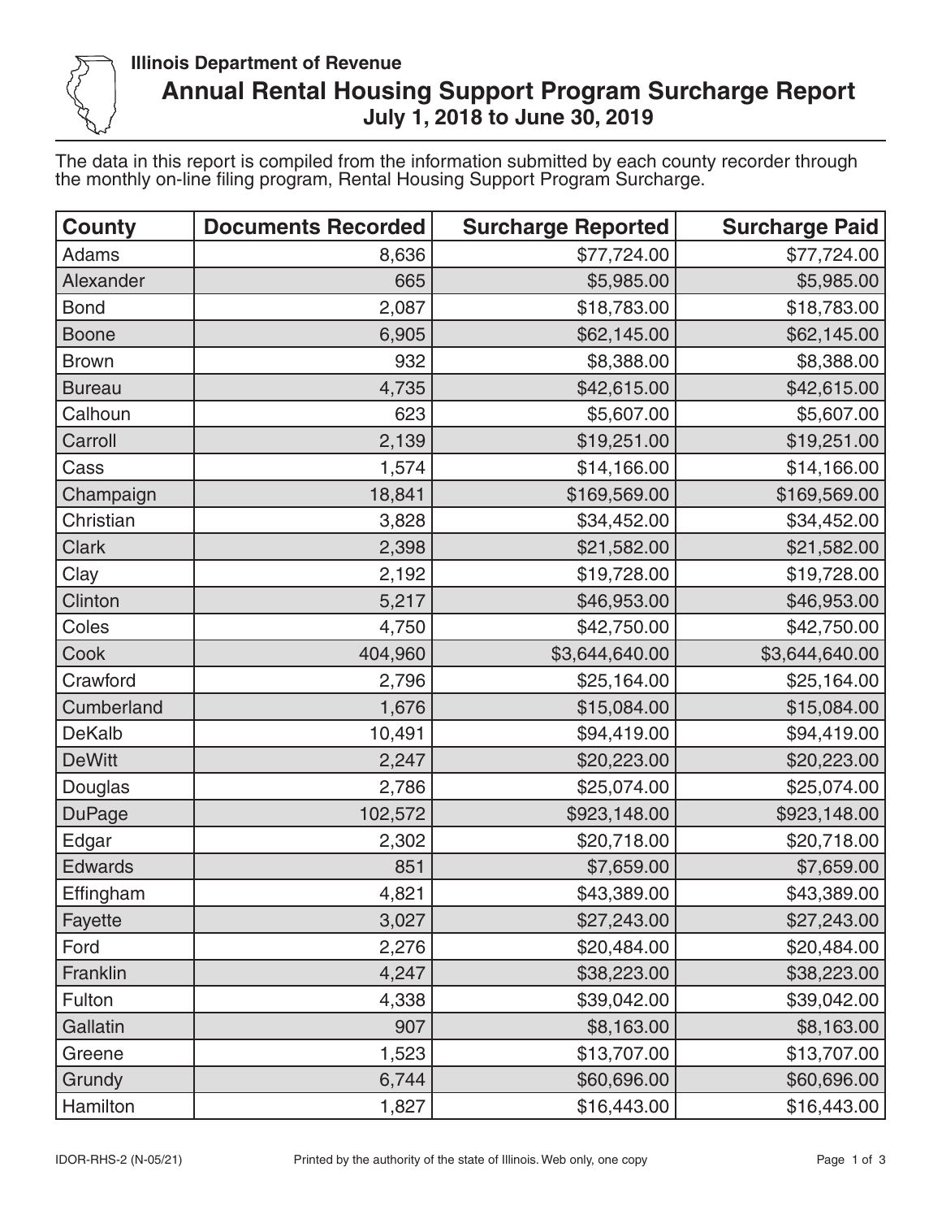Illinois Department of Revenue

# Annual Rental Housing Support Program Surcharge Report

## July 1, 2018 to June 30, 2019

The data in this report is compiled from the information submitted by each county recorder through the monthly on-line filing program, Rental Housing Support Program Surcharge.

| County | Documents Recorded | Surcharge Reported | Surcharge Paid |
|---|---|---|---|
| Adams | 8,636 | $77,724.00 | $77,724.00 |
| Alexander | 665 | $5,985.00 | $5,985.00 |
| Bond | 2,087 | $18,783.00 | $18,783.00 |
| Boone | 6,905 | $62,145.00 | $62,145.00 |
| Brown | 932 | $8,388.00 | $8,388.00 |
| Bureau | 4,735 | $42,615.00 | $42,615.00 |
| Calhoun | 623 | $5,607.00 | $5,607.00 |
| Carroll | 2,139 | $19,251.00 | $19,251.00 |
| Cass | 1,574 | $14,166.00 | $14,166.00 |
| Champaign | 18,841 | $169,569.00 | $169,569.00 |
| Christian | 3,828 | $34,452.00 | $34,452.00 |
| Clark | 2,398 | $21,582.00 | $21,582.00 |
| Clay | 2,192 | $19,728.00 | $19,728.00 |
| Clinton | 5,217 | $46,953.00 | $46,953.00 |
| Coles | 4,750 | $42,750.00 | $42,750.00 |
| Cook | 404,960 | $3,644,640.00 | $3,644,640.00 |
| Crawford | 2,796 | $25,164.00 | $25,164.00 |
| Cumberland | 1,676 | $15,084.00 | $15,084.00 |
| DeKalb | 10,491 | $94,419.00 | $94,419.00 |
| DeWitt | 2,247 | $20,223.00 | $20,223.00 |
| Douglas | 2,786 | $25,074.00 | $25,074.00 |
| DuPage | 102,572 | $923,148.00 | $923,148.00 |
| Edgar | 2,302 | $20,718.00 | $20,718.00 |
| Edwards | 851 | $7,659.00 | $7,659.00 |
| Effingham | 4,821 | $43,389.00 | $43,389.00 |
| Fayette | 3,027 | $27,243.00 | $27,243.00 |
| Ford | 2,276 | $20,484.00 | $20,484.00 |
| Franklin | 4,247 | $38,223.00 | $38,223.00 |
| Fulton | 4,338 | $39,042.00 | $39,042.00 |
| Gallatin | 907 | $8,163.00 | $8,163.00 |
| Greene | 1,523 | $13,707.00 | $13,707.00 |
| Grundy | 6,744 | $60,696.00 | $60,696.00 |
| Hamilton | 1,827 | $16,443.00 | $16,443.00 |

IDOR-RHS-2 (N-05/21) Printed by the authority of the state of Illinois. Web only, one copy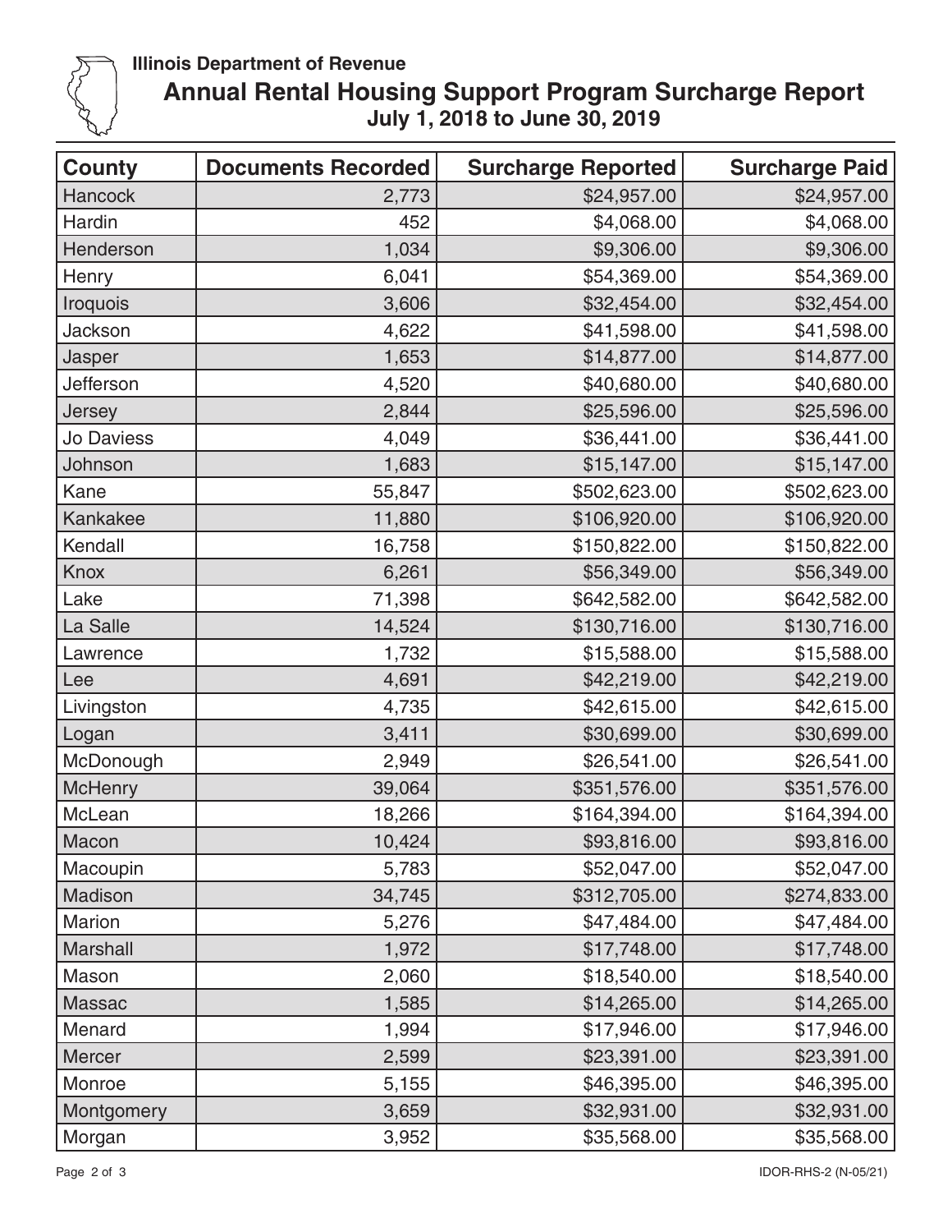**Illinois Department of Revenue**

# Annual Rental Housing Support Program Surcharge Report

## July 1, 2018 to June 30, 2019

| County | Documents Recorded | Surcharge Reported | Surcharge Paid |
|---|---|---|---|
| Hancock | 2,773 | $24,957.00 | $24,957.00 |
| Hardin | 452 | $4,068.00 | $4,068.00 |
| Henderson | 1,034 | $9,306.00 | $9,306.00 |
| Henry | 6,041 | $54,369.00 | $54,369.00 |
| Iroquois | 3,606 | $32,454.00 | $32,454.00 |
| Jackson | 4,622 | $41,598.00 | $41,598.00 |
| Jasper | 1,653 | $14,877.00 | $14,877.00 |
| Jefferson | 4,520 | $40,680.00 | $40,680.00 |
| Jersey | 2,844 | $25,596.00 | $25,596.00 |
| Jo Daviess | 4,049 | $36,441.00 | $36,441.00 |
| Johnson | 1,683 | $15,147.00 | $15,147.00 |
| Kane | 55,847 | $502,623.00 | $502,623.00 |
| Kankakee | 11,880 | $106,920.00 | $106,920.00 |
| Kendall | 16,758 | $150,822.00 | $150,822.00 |
| Knox | 6,261 | $56,349.00 | $56,349.00 |
| Lake | 71,398 | $642,582.00 | $642,582.00 |
| La Salle | 14,524 | $130,716.00 | $130,716.00 |
| Lawrence | 1,732 | $15,588.00 | $15,588.00 |
| Lee | 4,691 | $42,219.00 | $42,219.00 |
| Livingston | 4,735 | $42,615.00 | $42,615.00 |
| Logan | 3,411 | $30,699.00 | $30,699.00 |
| McDonough | 2,949 | $26,541.00 | $26,541.00 |
| McHenry | 39,064 | $351,576.00 | $351,576.00 |
| McLean | 18,266 | $164,394.00 | $164,394.00 |
| Macon | 10,424 | $93,816.00 | $93,816.00 |
| Macoupin | 5,783 | $52,047.00 | $52,047.00 |
| Madison | 34,745 | $312,705.00 | $274,833.00 |
| Marion | 5,276 | $47,484.00 | $47,484.00 |
| Marshall | 1,972 | $17,748.00 | $17,748.00 |
| Mason | 2,060 | $18,540.00 | $18,540.00 |
| Massac | 1,585 | $14,265.00 | $14,265.00 |
| Menard | 1,994 | $17,946.00 | $17,946.00 |
| Mercer | 2,599 | $23,391.00 | $23,391.00 |
| Monroe | 5,155 | $46,395.00 | $46,395.00 |
| Montgomery | 3,659 | $32,931.00 | $32,931.00 |
| Morgan | 3,952 | $35,568.00 | $35,568.00 |

IDOR-RHS-2 (N-05/21)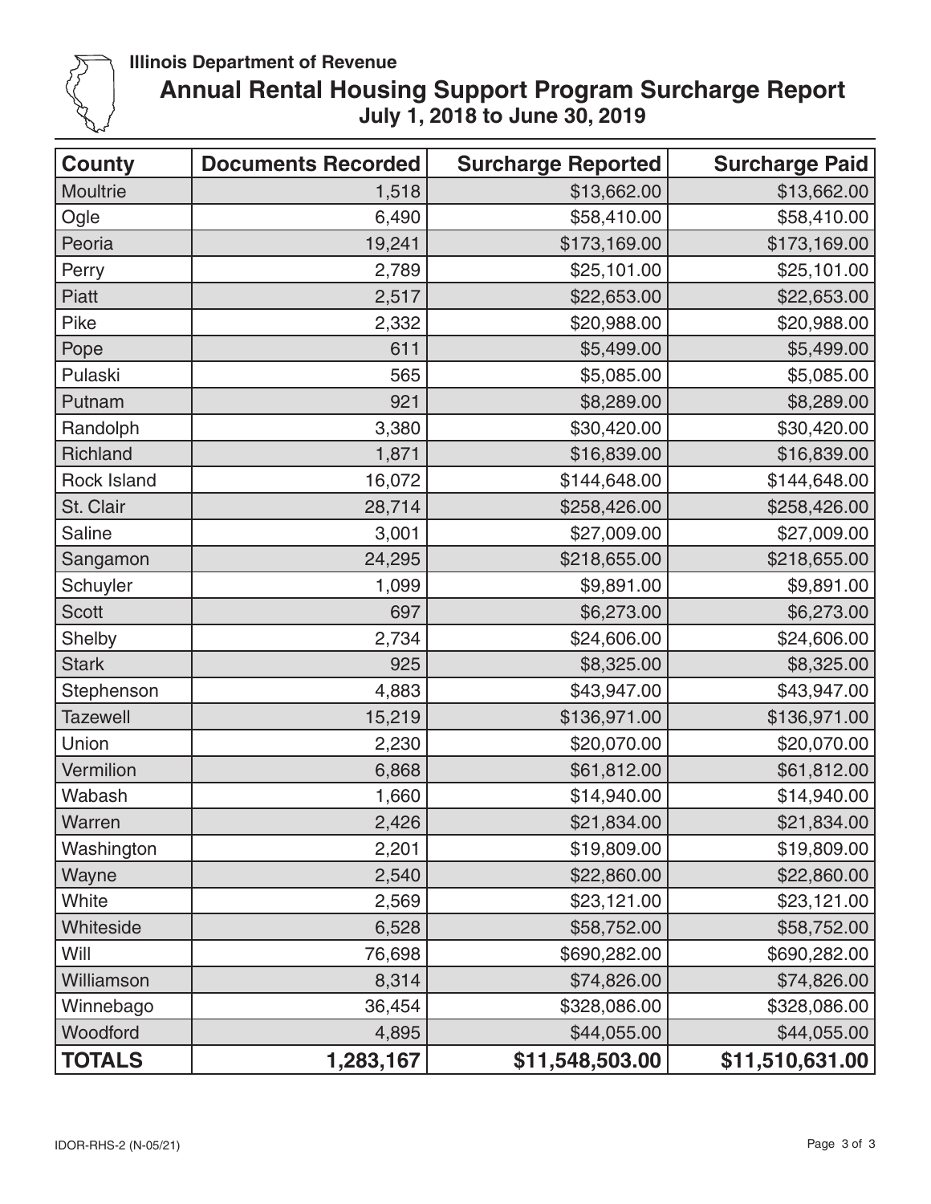**Illinois Department of Revenue**

# Annual Rental Housing Support Program Surcharge Report

## July 1, 2018 to June 30, 2019

| County | Documents Recorded | Surcharge Reported | Surcharge Paid |
|---|---|---|---|
| Moultrie | 1,518 | $13,662.00 | $13,662.00 |
| Ogle | 6,490 | $58,410.00 | $58,410.00 |
| Peoria | 19,241 | $173,169.00 | $173,169.00 |
| Perry | 2,789 | $25,101.00 | $25,101.00 |
| Piatt | 2,517 | $22,653.00 | $22,653.00 |
| Pike | 2,332 | $20,988.00 | $20,988.00 |
| Pope | 611 | $5,499.00 | $5,499.00 |
| Pulaski | 565 | $5,085.00 | $5,085.00 |
| Putnam | 921 | $8,289.00 | $8,289.00 |
| Randolph | 3,380 | $30,420.00 | $30,420.00 |
| Richland | 1,871 | $16,839.00 | $16,839.00 |
| Rock Island | 16,072 | $144,648.00 | $144,648.00 |
| St. Clair | 28,714 | $258,426.00 | $258,426.00 |
| Saline | 3,001 | $27,009.00 | $27,009.00 |
| Sangamon | 24,295 | $218,655.00 | $218,655.00 |
| Schuyler | 1,099 | $9,891.00 | $9,891.00 |
| Scott | 697 | $6,273.00 | $6,273.00 |
| Shelby | 2,734 | $24,606.00 | $24,606.00 |
| Stark | 925 | $8,325.00 | $8,325.00 |
| Stephenson | 4,883 | $43,947.00 | $43,947.00 |
| Tazewell | 15,219 | $136,971.00 | $136,971.00 |
| Union | 2,230 | $20,070.00 | $20,070.00 |
| Vermilion | 6,868 | $61,812.00 | $61,812.00 |
| Wabash | 1,660 | $14,940.00 | $14,940.00 |
| Warren | 2,426 | $21,834.00 | $21,834.00 |
| Washington | 2,201 | $19,809.00 | $19,809.00 |
| Wayne | 2,540 | $22,860.00 | $22,860.00 |
| White | 2,569 | $23,121.00 | $23,121.00 |
| Whiteside | 6,528 | $58,752.00 | $58,752.00 |
| Will | 76,698 | $690,282.00 | $690,282.00 |
| Williamson | 8,314 | $74,826.00 | $74,826.00 |
| Winnebago | 36,454 | $328,086.00 | $328,086.00 |
| Woodford | 4,895 | $44,055.00 | $44,055.00 |
| **TOTALS** | **1,283,167** | **$11,548,503.00** | **$11,510,631.00** |

IDOR-RHS-2 (N-05/21)